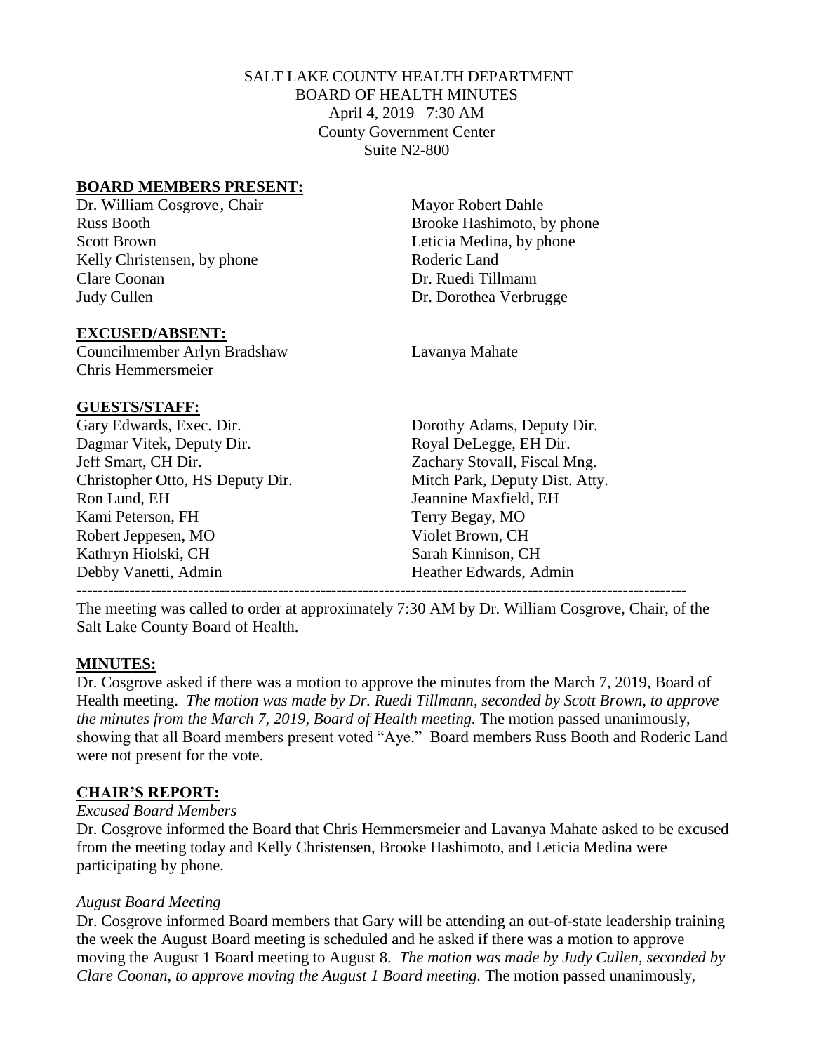SALT LAKE COUNTY HEALTH DEPARTMENT
BOARD OF HEALTH MINUTES
April 4, 2019 7:30 AM
County Government Center
Suite N2-800

**BOARD MEMBERS PRESENT:**

Dr. William Cosgrove, Chair
Russ Booth
Scott Brown
Kelly Christensen, by phone
Clare Coonan
Judy Cullen
Mayor Robert Dahle
Brooke Hashimoto, by phone
Leticia Medina, by phone
Roderic Land
Dr. Ruedi Tillmann
Dr. Dorothea Verbrugge

**EXCUSED/ABSENT:**

Councilmember Arlyn Bradshaw
Chris Hemmersmeier
Lavanya Mahate

**GUESTS/STAFF:**

Gary Edwards, Exec. Dir.
Dagmar Vitek, Deputy Dir.
Jeff Smart, CH Dir.
Christopher Otto, HS Deputy Dir.
Ron Lund, EH
Kami Peterson, FH
Robert Jeppesen, MO
Kathryn Hiolski, CH
Debby Vanetti, Admin
Dorothy Adams, Deputy Dir.
Royal DeLegge, EH Dir.
Zachary Stovall, Fiscal Mng.
Mitch Park, Deputy Dist. Atty.
Jeannine Maxfield, EH
Terry Begay, MO
Violet Brown, CH
Sarah Kinnison, CH
Heather Edwards, Admin

---

The meeting was called to order at approximately 7:30 AM by Dr. William Cosgrove, Chair, of the Salt Lake County Board of Health.

**MINUTES:**

Dr. Cosgrove asked if there was a motion to approve the minutes from the March 7, 2019, Board of Health meeting. *The motion was made by Dr. Ruedi Tillmann, seconded by Scott Brown, to approve the minutes from the March 7, 2019, Board of Health meeting.* The motion passed unanimously, showing that all Board members present voted "Aye." Board members Russ Booth and Roderic Land were not present for the vote.

**CHAIR'S REPORT:**

*Excused Board Members*

Dr. Cosgrove informed the Board that Chris Hemmersmeier and Lavanya Mahate asked to be excused from the meeting today and Kelly Christensen, Brooke Hashimoto, and Leticia Medina were participating by phone.

*August Board Meeting*

Dr. Cosgrove informed Board members that Gary will be attending an out-of-state leadership training the week the August Board meeting is scheduled and he asked if there was a motion to approve moving the August 1 Board meeting to August 8. *The motion was made by Judy Cullen, seconded by Clare Coonan, to approve moving the August 1 Board meeting.* The motion passed unanimously,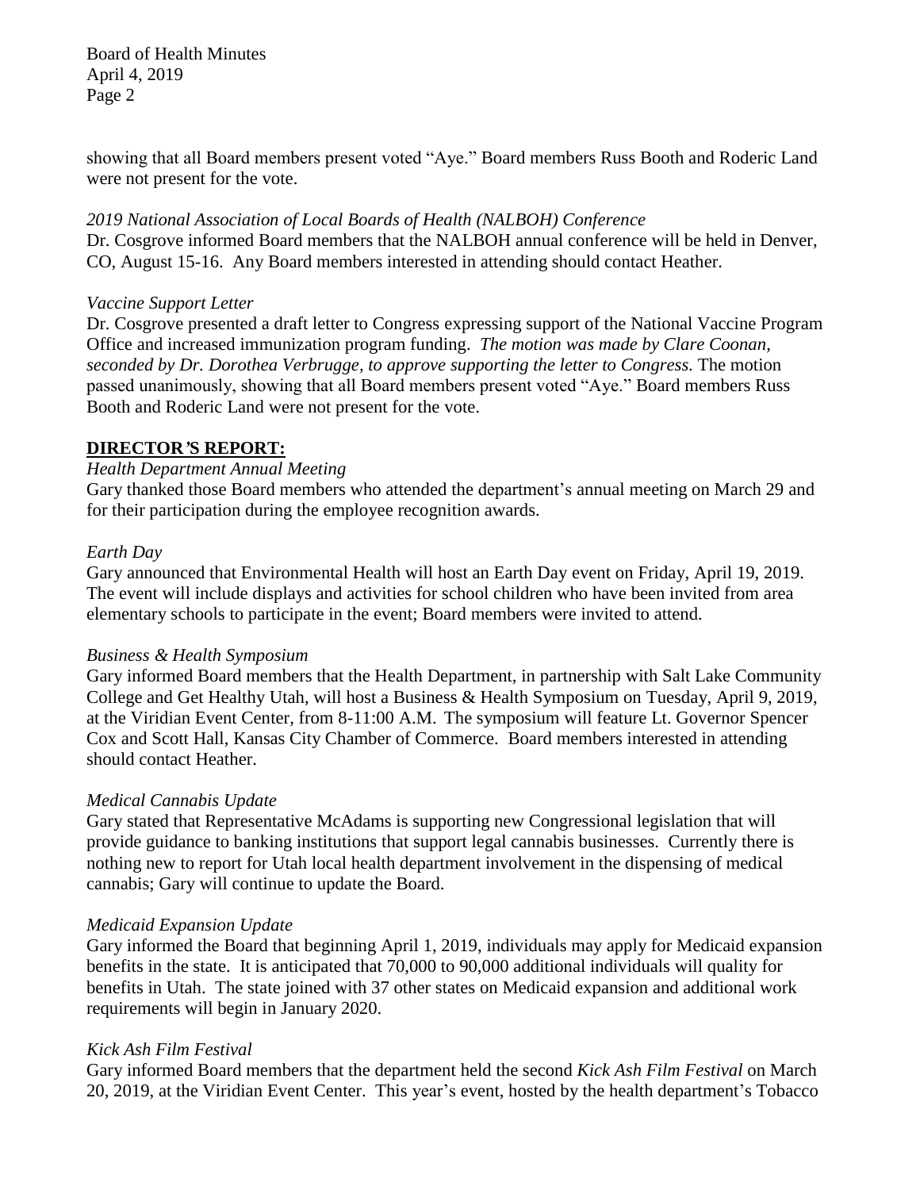showing that all Board members present voted "Aye." Board members Russ Booth and Roderic Land were not present for the vote.

*2019 National Association of Local Boards of Health (NALBOH) Conference*
Dr. Cosgrove informed Board members that the NALBOH annual conference will be held in Denver, CO, August 15-16. Any Board members interested in attending should contact Heather.

*Vaccine Support Letter*
Dr. Cosgrove presented a draft letter to Congress expressing support of the National Vaccine Program Office and increased immunization program funding. *The motion was made by Clare Coonan, seconded by Dr. Dorothea Verbrugge, to approve supporting the letter to Congress.* The motion passed unanimously, showing that all Board members present voted "Aye." Board members Russ Booth and Roderic Land were not present for the vote.

**DIRECTOR'S REPORT:**

*Health Department Annual Meeting*
Gary thanked those Board members who attended the department's annual meeting on March 29 and for their participation during the employee recognition awards.

*Earth Day*
Gary announced that Environmental Health will host an Earth Day event on Friday, April 19, 2019. The event will include displays and activities for school children who have been invited from area elementary schools to participate in the event; Board members were invited to attend.

*Business & Health Symposium*
Gary informed Board members that the Health Department, in partnership with Salt Lake Community College and Get Healthy Utah, will host a Business & Health Symposium on Tuesday, April 9, 2019, at the Viridian Event Center, from 8-11:00 A.M. The symposium will feature Lt. Governor Spencer Cox and Scott Hall, Kansas City Chamber of Commerce. Board members interested in attending should contact Heather.

*Medical Cannabis Update*
Gary stated that Representative McAdams is supporting new Congressional legislation that will provide guidance to banking institutions that support legal cannabis businesses. Currently there is nothing new to report for Utah local health department involvement in the dispensing of medical cannabis; Gary will continue to update the Board.

*Medicaid Expansion Update*
Gary informed the Board that beginning April 1, 2019, individuals may apply for Medicaid expansion benefits in the state. It is anticipated that 70,000 to 90,000 additional individuals will quality for benefits in Utah. The state joined with 37 other states on Medicaid expansion and additional work requirements will begin in January 2020.

*Kick Ash Film Festival*
Gary informed Board members that the department held the second *Kick Ash Film Festival* on March 20, 2019, at the Viridian Event Center. This year's event, hosted by the health department's Tobacco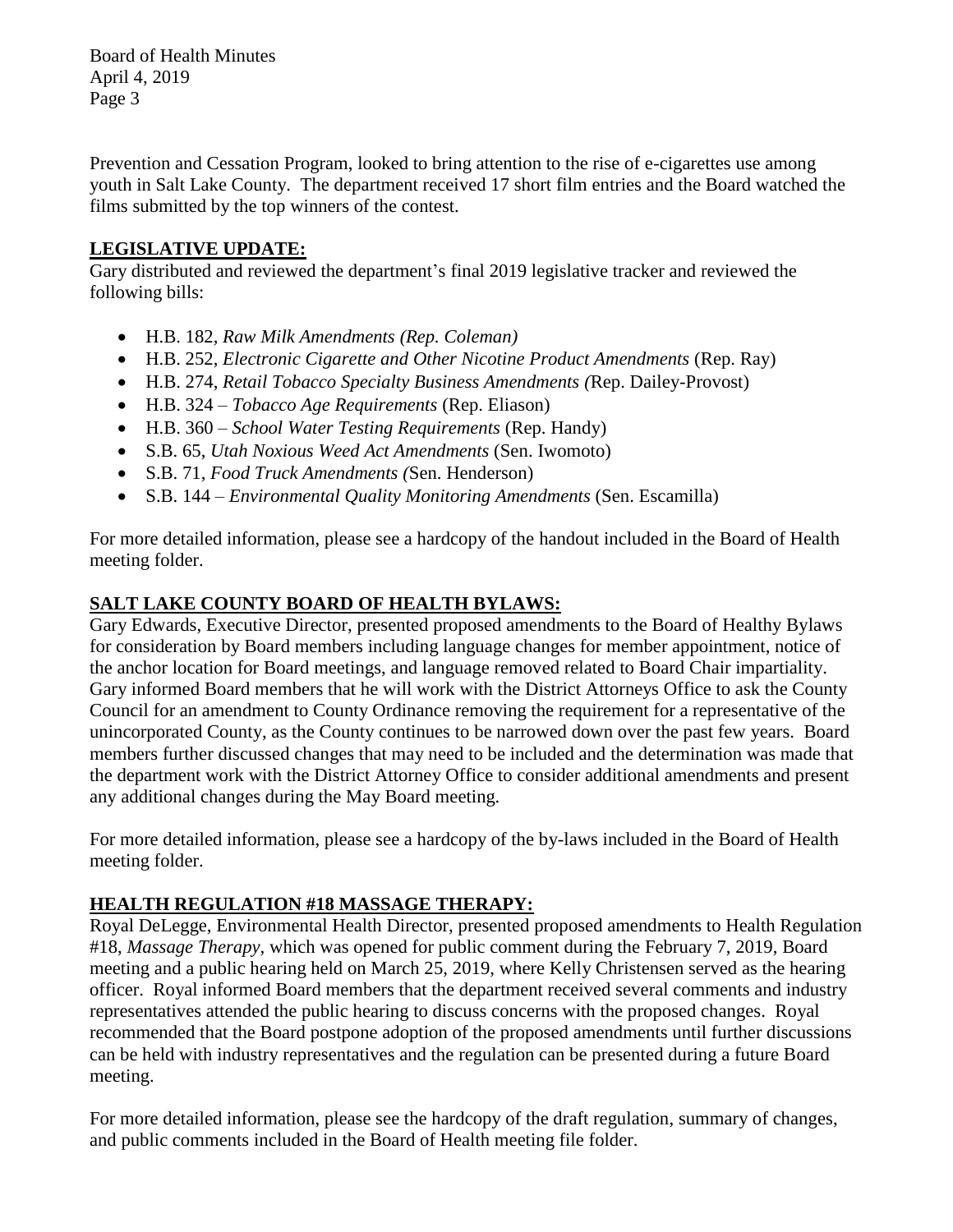Prevention and Cessation Program, looked to bring attention to the rise of e-cigarettes use among youth in Salt Lake County. The department received 17 short film entries and the Board watched the films submitted by the top winners of the contest.

**LEGISLATIVE UPDATE:**

Gary distributed and reviewed the department's final 2019 legislative tracker and reviewed the following bills:

- H.B. 182, *Raw Milk Amendments (Rep. Coleman)*
- H.B. 252, *Electronic Cigarette and Other Nicotine Product Amendments* (Rep. Ray)
- H.B. 274, *Retail Tobacco Specialty Business Amendments (*Rep. Dailey-Provost)
- H.B. 324 – *Tobacco Age Requirements* (Rep. Eliason)
- H.B. 360 – *School Water Testing Requirements* (Rep. Handy)
- S.B. 65, *Utah Noxious Weed Act Amendments* (Sen. Iwomoto)
- S.B. 71, *Food Truck Amendments (*Sen. Henderson)
- S.B. 144 – *Environmental Quality Monitoring Amendments* (Sen. Escamilla)

For more detailed information, please see a hardcopy of the handout included in the Board of Health meeting folder.

**SALT LAKE COUNTY BOARD OF HEALTH BYLAWS:**

Gary Edwards, Executive Director, presented proposed amendments to the Board of Healthy Bylaws for consideration by Board members including language changes for member appointment, notice of the anchor location for Board meetings, and language removed related to Board Chair impartiality. Gary informed Board members that he will work with the District Attorneys Office to ask the County Council for an amendment to County Ordinance removing the requirement for a representative of the unincorporated County, as the County continues to be narrowed down over the past few years. Board members further discussed changes that may need to be included and the determination was made that the department work with the District Attorney Office to consider additional amendments and present any additional changes during the May Board meeting.

For more detailed information, please see a hardcopy of the by-laws included in the Board of Health meeting folder.

**HEALTH REGULATION #18 MASSAGE THERAPY:**

Royal DeLegge, Environmental Health Director, presented proposed amendments to Health Regulation #18, *Massage Therapy,* which was opened for public comment during the February 7, 2019, Board meeting and a public hearing held on March 25, 2019, where Kelly Christensen served as the hearing officer. Royal informed Board members that the department received several comments and industry representatives attended the public hearing to discuss concerns with the proposed changes. Royal recommended that the Board postpone adoption of the proposed amendments until further discussions can be held with industry representatives and the regulation can be presented during a future Board meeting.

For more detailed information, please see the hardcopy of the draft regulation, summary of changes, and public comments included in the Board of Health meeting file folder.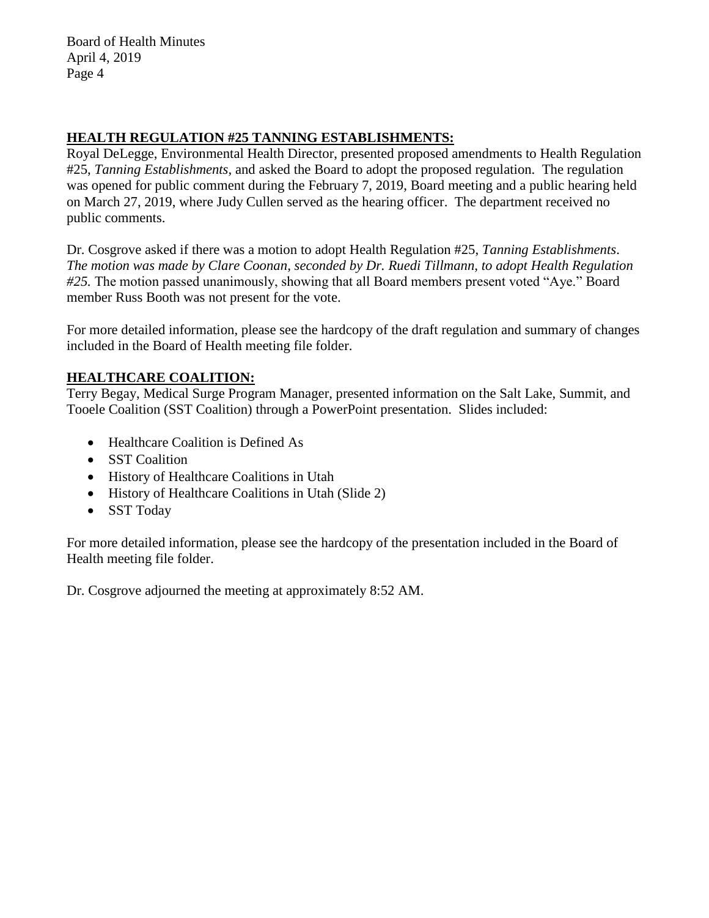**HEALTH REGULATION #25 TANNING ESTABLISHMENTS:**

Royal DeLegge, Environmental Health Director, presented proposed amendments to Health Regulation #25, *Tanning Establishments*, and asked the Board to adopt the proposed regulation. The regulation was opened for public comment during the February 7, 2019, Board meeting and a public hearing held on March 27, 2019, where Judy Cullen served as the hearing officer. The department received no public comments.

Dr. Cosgrove asked if there was a motion to adopt Health Regulation #25, *Tanning Establishments*. *The motion was made by Clare Coonan, seconded by Dr. Ruedi Tillmann, to adopt Health Regulation #25.* The motion passed unanimously, showing that all Board members present voted "Aye." Board member Russ Booth was not present for the vote.

For more detailed information, please see the hardcopy of the draft regulation and summary of changes included in the Board of Health meeting file folder.

**HEALTHCARE COALITION:**

Terry Begay, Medical Surge Program Manager, presented information on the Salt Lake, Summit, and Tooele Coalition (SST Coalition) through a PowerPoint presentation. Slides included:

- Healthcare Coalition is Defined As
- SST Coalition
- History of Healthcare Coalitions in Utah
- History of Healthcare Coalitions in Utah (Slide 2)
- SST Today

For more detailed information, please see the hardcopy of the presentation included in the Board of Health meeting file folder.

Dr. Cosgrove adjourned the meeting at approximately 8:52 AM.